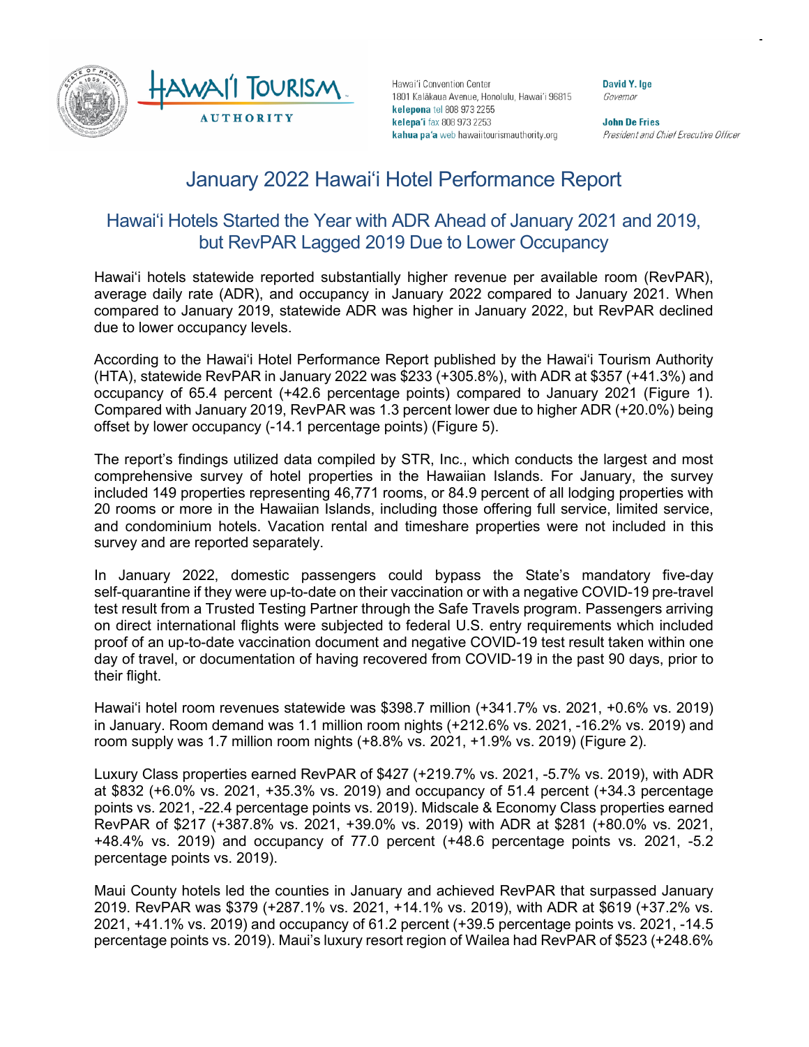Hawaiʻi Convention Center
1801 Kalākaua Avenue, Honolulu, Hawaiʻi 96815
**kelepona** tel 808 973 2255
**kelepaʻi** fax 808 973 2253
**kahua paʻa** web hawaiitourismauthority.org

**David Y. Ige**
*Governor*

**John De Fries**
*President and Chief Executive Officer*

# January 2022 Hawaiʻi Hotel Performance Report

## Hawaiʻi Hotels Started the Year with ADR Ahead of January 2021 and 2019, but RevPAR Lagged 2019 Due to Lower Occupancy

Hawaiʻi hotels statewide reported substantially higher revenue per available room (RevPAR), average daily rate (ADR), and occupancy in January 2022 compared to January 2021. When compared to January 2019, statewide ADR was higher in January 2022, but RevPAR declined due to lower occupancy levels.

According to the Hawaiʻi Hotel Performance Report published by the Hawaiʻi Tourism Authority (HTA), statewide RevPAR in January 2022 was $233 (+305.8%), with ADR at $357 (+41.3%) and occupancy of 65.4 percent (+42.6 percentage points) compared to January 2021 (Figure 1). Compared with January 2019, RevPAR was 1.3 percent lower due to higher ADR (+20.0%) being offset by lower occupancy (-14.1 percentage points) (Figure 5).

The report's findings utilized data compiled by STR, Inc., which conducts the largest and most comprehensive survey of hotel properties in the Hawaiian Islands. For January, the survey included 149 properties representing 46,771 rooms, or 84.9 percent of all lodging properties with 20 rooms or more in the Hawaiian Islands, including those offering full service, limited service, and condominium hotels. Vacation rental and timeshare properties were not included in this survey and are reported separately.

In January 2022, domestic passengers could bypass the State's mandatory five-day self-quarantine if they were up-to-date on their vaccination or with a negative COVID-19 pre-travel test result from a Trusted Testing Partner through the Safe Travels program. Passengers arriving on direct international flights were subjected to federal U.S. entry requirements which included proof of an up-to-date vaccination document and negative COVID-19 test result taken within one day of travel, or documentation of having recovered from COVID-19 in the past 90 days, prior to their flight.

Hawaiʻi hotel room revenues statewide was $398.7 million (+341.7% vs. 2021, +0.6% vs. 2019) in January. Room demand was 1.1 million room nights (+212.6% vs. 2021, -16.2% vs. 2019) and room supply was 1.7 million room nights (+8.8% vs. 2021, +1.9% vs. 2019) (Figure 2).

Luxury Class properties earned RevPAR of $427 (+219.7% vs. 2021, -5.7% vs. 2019), with ADR at $832 (+6.0% vs. 2021, +35.3% vs. 2019) and occupancy of 51.4 percent (+34.3 percentage points vs. 2021, -22.4 percentage points vs. 2019). Midscale & Economy Class properties earned RevPAR of $217 (+387.8% vs. 2021, +39.0% vs. 2019) with ADR at $281 (+80.0% vs. 2021, +48.4% vs. 2019) and occupancy of 77.0 percent (+48.6 percentage points vs. 2021, -5.2 percentage points vs. 2019).

Maui County hotels led the counties in January and achieved RevPAR that surpassed January 2019. RevPAR was $379 (+287.1% vs. 2021, +14.1% vs. 2019), with ADR at $619 (+37.2% vs. 2021, +41.1% vs. 2019) and occupancy of 61.2 percent (+39.5 percentage points vs. 2021, -14.5 percentage points vs. 2019). Maui's luxury resort region of Wailea had RevPAR of $523 (+248.6%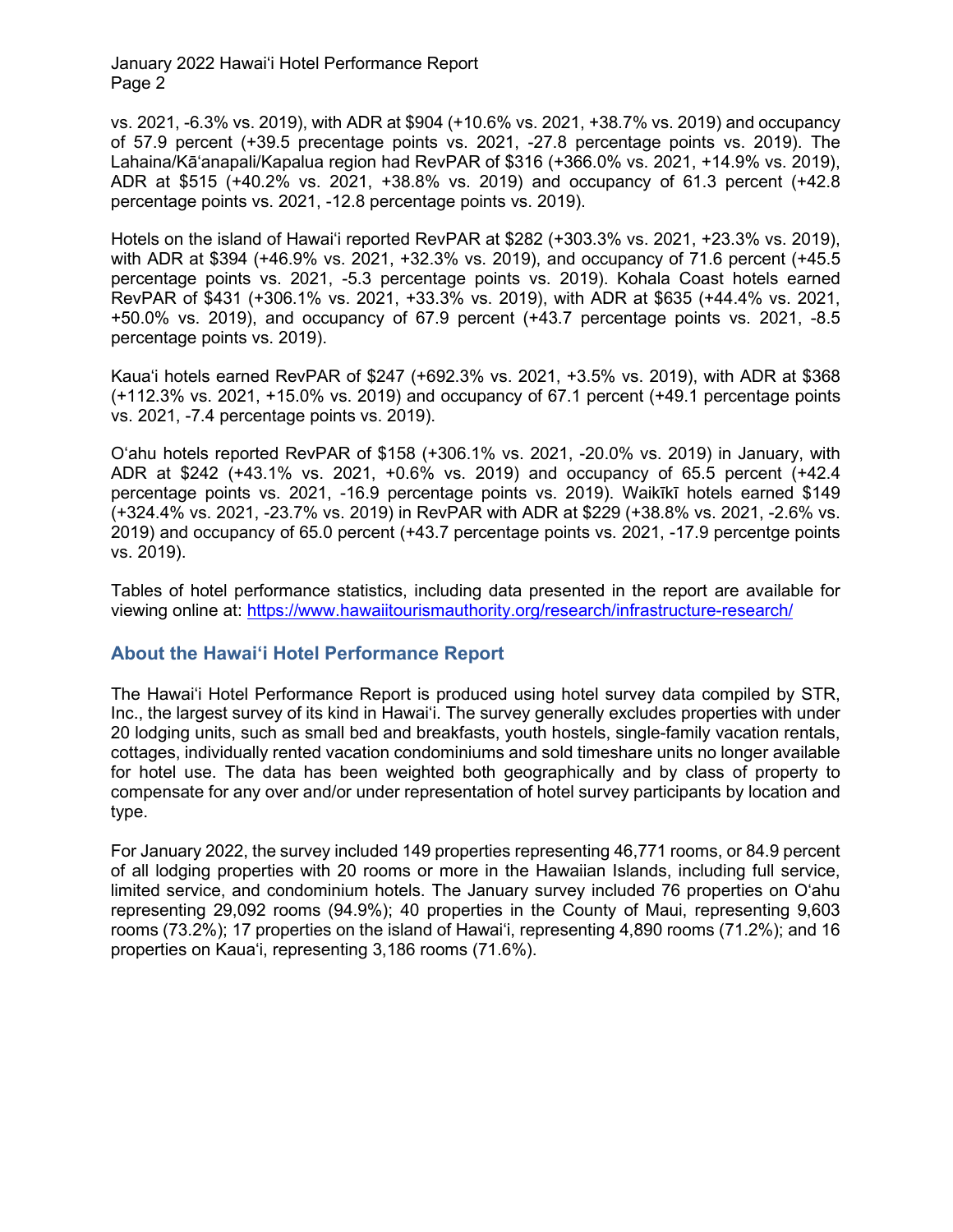vs. 2021, -6.3% vs. 2019), with ADR at $904 (+10.6% vs. 2021, +38.7% vs. 2019) and occupancy of 57.9 percent (+39.5 precentage points vs. 2021, -27.8 percentage points vs. 2019). The Lahaina/Kāʻanapali/Kapalua region had RevPAR of $316 (+366.0% vs. 2021, +14.9% vs. 2019), ADR at $515 (+40.2% vs. 2021, +38.8% vs. 2019) and occupancy of 61.3 percent (+42.8 percentage points vs. 2021, -12.8 percentage points vs. 2019).

Hotels on the island of Hawaiʻi reported RevPAR at $282 (+303.3% vs. 2021, +23.3% vs. 2019), with ADR at $394 (+46.9% vs. 2021, +32.3% vs. 2019), and occupancy of 71.6 percent (+45.5 percentage points vs. 2021, -5.3 percentage points vs. 2019). Kohala Coast hotels earned RevPAR of $431 (+306.1% vs. 2021, +33.3% vs. 2019), with ADR at $635 (+44.4% vs. 2021, +50.0% vs. 2019), and occupancy of 67.9 percent (+43.7 percentage points vs. 2021, -8.5 percentage points vs. 2019).

Kauaʻi hotels earned RevPAR of $247 (+692.3% vs. 2021, +3.5% vs. 2019), with ADR at $368 (+112.3% vs. 2021, +15.0% vs. 2019) and occupancy of 67.1 percent (+49.1 percentage points vs. 2021, -7.4 percentage points vs. 2019).

Oʻahu hotels reported RevPAR of $158 (+306.1% vs. 2021, -20.0% vs. 2019) in January, with ADR at $242 (+43.1% vs. 2021, +0.6% vs. 2019) and occupancy of 65.5 percent (+42.4 percentage points vs. 2021, -16.9 percentage points vs. 2019). Waikīkī hotels earned $149 (+324.4% vs. 2021, -23.7% vs. 2019) in RevPAR with ADR at $229 (+38.8% vs. 2021, -2.6% vs. 2019) and occupancy of 65.0 percent (+43.7 percentage points vs. 2021, -17.9 percentge points vs. 2019).

Tables of hotel performance statistics, including data presented in the report are available for viewing online at: https://www.hawaiitourismauthority.org/research/infrastructure-research/

## About the Hawaiʻi Hotel Performance Report

The Hawaiʻi Hotel Performance Report is produced using hotel survey data compiled by STR, Inc., the largest survey of its kind in Hawaiʻi. The survey generally excludes properties with under 20 lodging units, such as small bed and breakfasts, youth hostels, single-family vacation rentals, cottages, individually rented vacation condominiums and sold timeshare units no longer available for hotel use. The data has been weighted both geographically and by class of property to compensate for any over and/or under representation of hotel survey participants by location and type.

For January 2022, the survey included 149 properties representing 46,771 rooms, or 84.9 percent of all lodging properties with 20 rooms or more in the Hawaiian Islands, including full service, limited service, and condominium hotels. The January survey included 76 properties on Oʻahu representing 29,092 rooms (94.9%); 40 properties in the County of Maui, representing 9,603 rooms (73.2%); 17 properties on the island of Hawaiʻi, representing 4,890 rooms (71.2%); and 16 properties on Kauaʻi, representing 3,186 rooms (71.6%).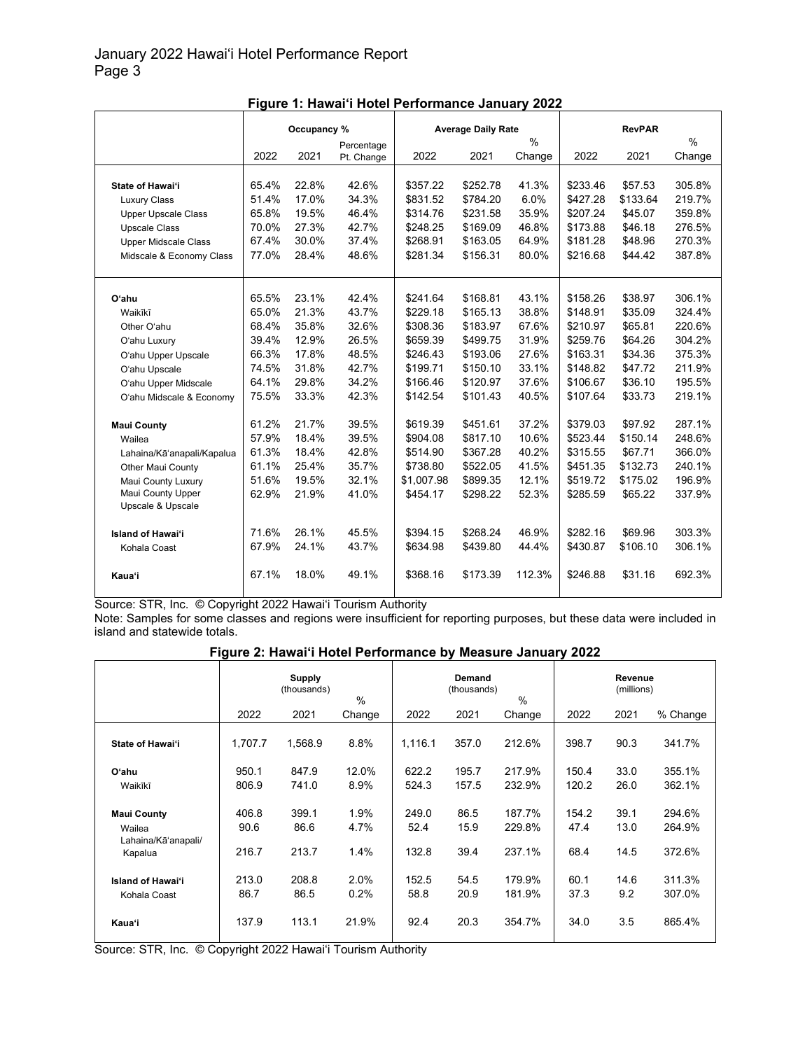**Figure 1: Hawai'i Hotel Performance January 2022**

| | Occupancy % | | | Average Daily Rate | | | RevPAR | | |
|---|---|---|---|---|---|---|---|---|---|
| | 2022 | 2021 | Percentage Pt. Change | 2022 | 2021 | % Change | 2022 | 2021 | % Change |
| **State of Hawai'i** | 65.4% | 22.8% | 42.6% | $357.22 | $252.78 | 41.3% | $233.46 | $57.53 | 305.8% |
| Luxury Class | 51.4% | 17.0% | 34.3% | $831.52 | $784.20 | 6.0% | $427.28 | $133.64 | 219.7% |
| Upper Upscale Class | 65.8% | 19.5% | 46.4% | $314.76 | $231.58 | 35.9% | $207.24 | $45.07 | 359.8% |
| Upscale Class | 70.0% | 27.3% | 42.7% | $248.25 | $169.09 | 46.8% | $173.88 | $46.18 | 276.5% |
| Upper Midscale Class | 67.4% | 30.0% | 37.4% | $268.91 | $163.05 | 64.9% | $181.28 | $48.96 | 270.3% |
| Midscale & Economy Class | 77.0% | 28.4% | 48.6% | $281.34 | $156.31 | 80.0% | $216.68 | $44.42 | 387.8% |
| **O'ahu** | 65.5% | 23.1% | 42.4% | $241.64 | $168.81 | 43.1% | $158.26 | $38.97 | 306.1% |
| Waikīkī | 65.0% | 21.3% | 43.7% | $229.18 | $165.13 | 38.8% | $148.91 | $35.09 | 324.4% |
| Other O'ahu | 68.4% | 35.8% | 32.6% | $308.36 | $183.97 | 67.6% | $210.97 | $65.81 | 220.6% |
| O'ahu Luxury | 39.4% | 12.9% | 26.5% | $659.39 | $499.75 | 31.9% | $259.76 | $64.26 | 304.2% |
| O'ahu Upper Upscale | 66.3% | 17.8% | 48.5% | $246.43 | $193.06 | 27.6% | $163.31 | $34.36 | 375.3% |
| O'ahu Upscale | 74.5% | 31.8% | 42.7% | $199.71 | $150.10 | 33.1% | $148.82 | $47.72 | 211.9% |
| O'ahu Upper Midscale | 64.1% | 29.8% | 34.2% | $166.46 | $120.97 | 37.6% | $106.67 | $36.10 | 195.5% |
| O'ahu Midscale & Economy | 75.5% | 33.3% | 42.3% | $142.54 | $101.43 | 40.5% | $107.64 | $33.73 | 219.1% |
| **Maui County** | 61.2% | 21.7% | 39.5% | $619.39 | $451.61 | 37.2% | $379.03 | $97.92 | 287.1% |
| Wailea | 57.9% | 18.4% | 39.5% | $904.08 | $817.10 | 10.6% | $523.44 | $150.14 | 248.6% |
| Lahaina/Kā'anapali/Kapalua | 61.3% | 18.4% | 42.8% | $514.90 | $367.28 | 40.2% | $315.55 | $67.71 | 366.0% |
| Other Maui County | 61.1% | 25.4% | 35.7% | $738.80 | $522.05 | 41.5% | $451.35 | $132.73 | 240.1% |
| Maui County Luxury | 51.6% | 19.5% | 32.1% | $1,007.98 | $899.35 | 12.1% | $519.72 | $175.02 | 196.9% |
| Maui County Upper Upscale & Upscale | 62.9% | 21.9% | 41.0% | $454.17 | $298.22 | 52.3% | $285.59 | $65.22 | 337.9% |
| **Island of Hawai'i** | 71.6% | 26.1% | 45.5% | $394.15 | $268.24 | 46.9% | $282.16 | $69.96 | 303.3% |
| Kohala Coast | 67.9% | 24.1% | 43.7% | $634.98 | $439.80 | 44.4% | $430.87 | $106.10 | 306.1% |
| **Kaua'i** | 67.1% | 18.0% | 49.1% | $368.16 | $173.39 | 112.3% | $246.88 | $31.16 | 692.3% |

Source: STR, Inc. © Copyright 2022 Hawai'i Tourism Authority

Note: Samples for some classes and regions were insufficient for reporting purposes, but these data were included in island and statewide totals.

**Figure 2: Hawai'i Hotel Performance by Measure January 2022**

| | Supply (thousands) | | | Demand (thousands) | | | Revenue (millions) | | |
|---|---|---|---|---|---|---|---|---|---|
| | 2022 | 2021 | % Change | 2022 | 2021 | % Change | 2022 | 2021 | % Change |
| **State of Hawai'i** | 1,707.7 | 1,568.9 | 8.8% | 1,116.1 | 357.0 | 212.6% | 398.7 | 90.3 | 341.7% |
| **O'ahu** | 950.1 | 847.9 | 12.0% | 622.2 | 195.7 | 217.9% | 150.4 | 33.0 | 355.1% |
| Waikīkī | 806.9 | 741.0 | 8.9% | 524.3 | 157.5 | 232.9% | 120.2 | 26.0 | 362.1% |
| **Maui County** | 406.8 | 399.1 | 1.9% | 249.0 | 86.5 | 187.7% | 154.2 | 39.1 | 294.6% |
| Wailea | 90.6 | 86.6 | 4.7% | 52.4 | 15.9 | 229.8% | 47.4 | 13.0 | 264.9% |
| Lahaina/Kā'anapali/Kapalua | 216.7 | 213.7 | 1.4% | 132.8 | 39.4 | 237.1% | 68.4 | 14.5 | 372.6% |
| **Island of Hawai'i** | 213.0 | 208.8 | 2.0% | 152.5 | 54.5 | 179.9% | 60.1 | 14.6 | 311.3% |
| Kohala Coast | 86.7 | 86.5 | 0.2% | 58.8 | 20.9 | 181.9% | 37.3 | 9.2 | 307.0% |
| **Kaua'i** | 137.9 | 113.1 | 21.9% | 92.4 | 20.3 | 354.7% | 34.0 | 3.5 | 865.4% |

Source: STR, Inc. © Copyright 2022 Hawai'i Tourism Authority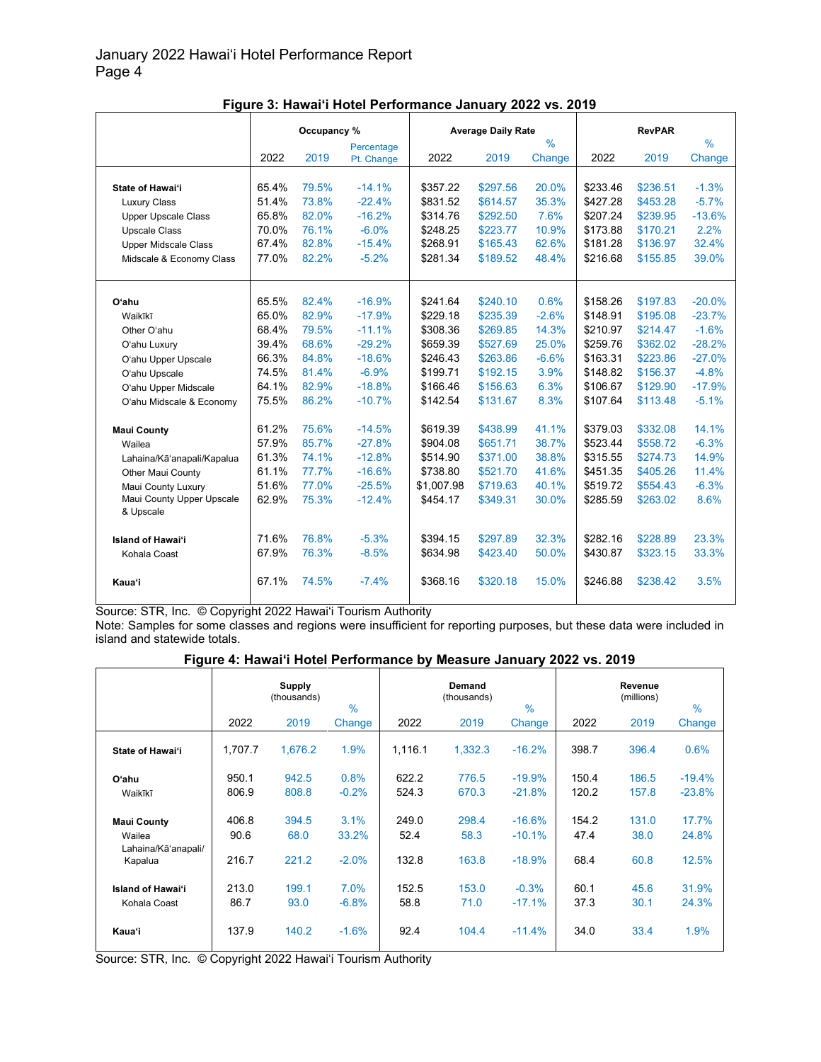**Figure 3: Hawai'i Hotel Performance January 2022 vs. 2019**

| | Occupancy % | | | Average Daily Rate | | | RevPAR | | |
|---|---|---|---|---|---|---|---|---|---|
| | 2022 | 2019 | Percentage Pt. Change | 2022 | 2019 | % Change | 2022 | 2019 | % Change |
| **State of Hawai'i** | 65.4% | 79.5% | -14.1% | $357.22 | $297.56 | 20.0% | $233.46 | $236.51 | -1.3% |
| Luxury Class | 51.4% | 73.8% | -22.4% | $831.52 | $614.57 | 35.3% | $427.28 | $453.28 | -5.7% |
| Upper Upscale Class | 65.8% | 82.0% | -16.2% | $314.76 | $292.50 | 7.6% | $207.24 | $239.95 | -13.6% |
| Upscale Class | 70.0% | 76.1% | -6.0% | $248.25 | $223.77 | 10.9% | $173.88 | $170.21 | 2.2% |
| Upper Midscale Class | 67.4% | 82.8% | -15.4% | $268.91 | $165.43 | 62.6% | $181.28 | $136.97 | 32.4% |
| Midscale & Economy Class | 77.0% | 82.2% | -5.2% | $281.34 | $189.52 | 48.4% | $216.68 | $155.85 | 39.0% |
| **O'ahu** | 65.5% | 82.4% | -16.9% | $241.64 | $240.10 | 0.6% | $158.26 | $197.83 | -20.0% |
| Waikīkī | 65.0% | 82.9% | -17.9% | $229.18 | $235.39 | -2.6% | $148.91 | $195.08 | -23.7% |
| Other O'ahu | 68.4% | 79.5% | -11.1% | $308.36 | $269.85 | 14.3% | $210.97 | $214.47 | -1.6% |
| O'ahu Luxury | 39.4% | 68.6% | -29.2% | $659.39 | $527.69 | 25.0% | $259.76 | $362.02 | -28.2% |
| O'ahu Upper Upscale | 66.3% | 84.8% | -18.6% | $246.43 | $263.86 | -6.6% | $163.31 | $223.86 | -27.0% |
| O'ahu Upscale | 74.5% | 81.4% | -6.9% | $199.71 | $192.15 | 3.9% | $148.82 | $156.37 | -4.8% |
| O'ahu Upper Midscale | 64.1% | 82.9% | -18.8% | $166.46 | $156.63 | 6.3% | $106.67 | $129.90 | -17.9% |
| O'ahu Midscale & Economy | 75.5% | 86.2% | -10.7% | $142.54 | $131.67 | 8.3% | $107.64 | $113.48 | -5.1% |
| **Maui County** | 61.2% | 75.6% | -14.5% | $619.39 | $438.99 | 41.1% | $379.03 | $332.08 | 14.1% |
| Wailea | 57.9% | 85.7% | -27.8% | $904.08 | $651.71 | 38.7% | $523.44 | $558.72 | -6.3% |
| Lahaina/Kā'anapali/Kapalua | 61.3% | 74.1% | -12.8% | $514.90 | $371.00 | 38.8% | $315.55 | $274.73 | 14.9% |
| Other Maui County | 61.1% | 77.7% | -16.6% | $738.80 | $521.70 | 41.6% | $451.35 | $405.26 | 11.4% |
| Maui County Luxury | 51.6% | 77.0% | -25.5% | $1,007.98 | $719.63 | 40.1% | $519.72 | $554.43 | -6.3% |
| Maui County Upper Upscale & Upscale | 62.9% | 75.3% | -12.4% | $454.17 | $349.31 | 30.0% | $285.59 | $263.02 | 8.6% |
| **Island of Hawai'i** | 71.6% | 76.8% | -5.3% | $394.15 | $297.89 | 32.3% | $282.16 | $228.89 | 23.3% |
| Kohala Coast | 67.9% | 76.3% | -8.5% | $634.98 | $423.40 | 50.0% | $430.87 | $323.15 | 33.3% |
| **Kaua'i** | 67.1% | 74.5% | -7.4% | $368.16 | $320.18 | 15.0% | $246.88 | $238.42 | 3.5% |

Source: STR, Inc. © Copyright 2022 Hawai'i Tourism Authority
Note: Samples for some classes and regions were insufficient for reporting purposes, but these data were included in island and statewide totals.

**Figure 4: Hawai'i Hotel Performance by Measure January 2022 vs. 2019**

| | Supply (thousands) | | | Demand (thousands) | | | Revenue (millions) | | |
|---|---|---|---|---|---|---|---|---|---|
| | 2022 | 2019 | % Change | 2022 | 2019 | % Change | 2022 | 2019 | % Change |
| **State of Hawai'i** | 1,707.7 | 1,676.2 | 1.9% | 1,116.1 | 1,332.3 | -16.2% | 398.7 | 396.4 | 0.6% |
| **O'ahu** | 950.1 | 942.5 | 0.8% | 622.2 | 776.5 | -19.9% | 150.4 | 186.5 | -19.4% |
| Waikīkī | 806.9 | 808.8 | -0.2% | 524.3 | 670.3 | -21.8% | 120.2 | 157.8 | -23.8% |
| **Maui County** | 406.8 | 394.5 | 3.1% | 249.0 | 298.4 | -16.6% | 154.2 | 131.0 | 17.7% |
| Wailea | 90.6 | 68.0 | 33.2% | 52.4 | 58.3 | -10.1% | 47.4 | 38.0 | 24.8% |
| Lahaina/Kā'anapali/Kapalua | 216.7 | 221.2 | -2.0% | 132.8 | 163.8 | -18.9% | 68.4 | 60.8 | 12.5% |
| **Island of Hawai'i** | 213.0 | 199.1 | 7.0% | 152.5 | 153.0 | -0.3% | 60.1 | 45.6 | 31.9% |
| Kohala Coast | 86.7 | 93.0 | -6.8% | 58.8 | 71.0 | -17.1% | 37.3 | 30.1 | 24.3% |
| **Kaua'i** | 137.9 | 140.2 | -1.6% | 92.4 | 104.4 | -11.4% | 34.0 | 33.4 | 1.9% |

Source: STR, Inc. © Copyright 2022 Hawai'i Tourism Authority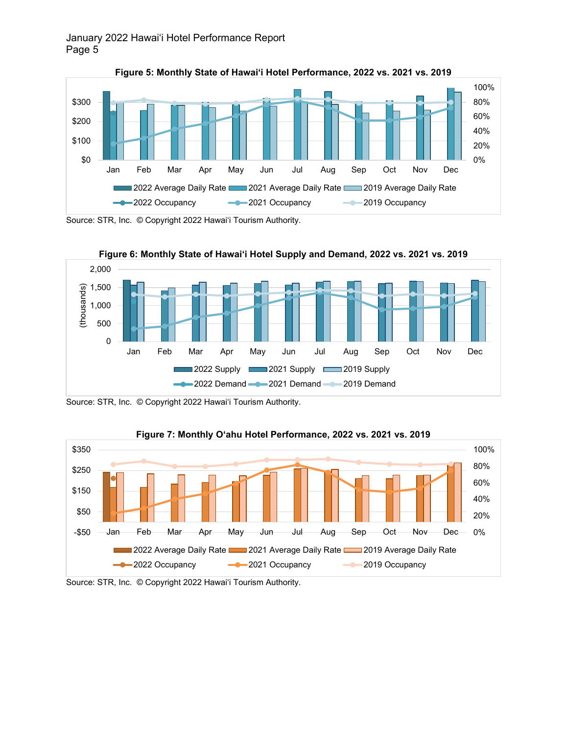**Figure 5: Monthly State of Hawai'i Hotel Performance, 2022 vs. 2021 vs. 2019**

Source: STR, Inc. © Copyright 2022 Hawai'i Tourism Authority.

**Figure 6: Monthly State of Hawai'i Hotel Supply and Demand, 2022 vs. 2021 vs. 2019**

Source: STR, Inc. © Copyright 2022 Hawai'i Tourism Authority.

**Figure 7: Monthly O'ahu Hotel Performance, 2022 vs. 2021 vs. 2019**

Source: STR, Inc. © Copyright 2022 Hawai'i Tourism Authority.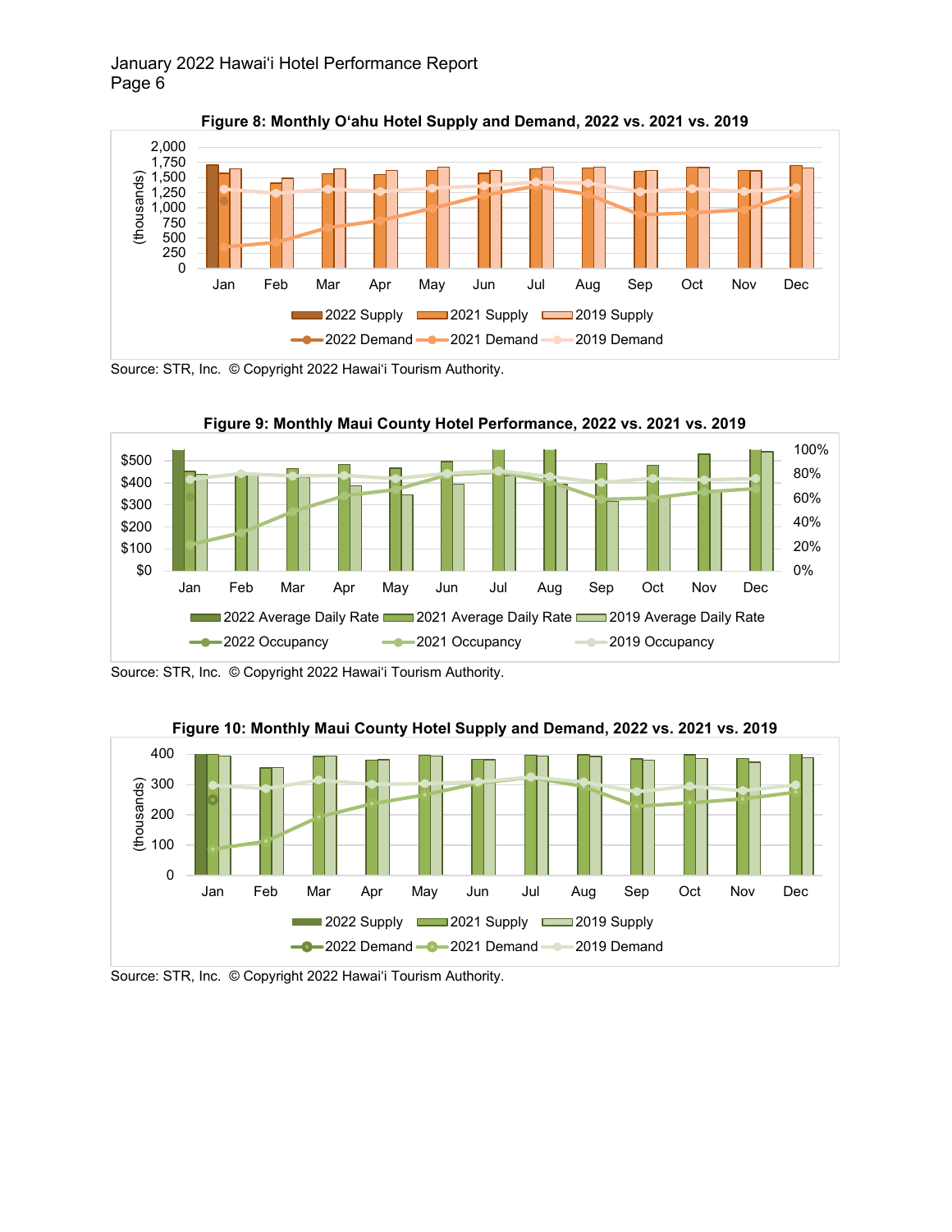**Figure 8: Monthly O'ahu Hotel Supply and Demand, 2022 vs. 2021 vs. 2019**

Source: STR, Inc. © Copyright 2022 Hawai'i Tourism Authority.

**Figure 9: Monthly Maui County Hotel Performance, 2022 vs. 2021 vs. 2019**

Source: STR, Inc. © Copyright 2022 Hawai'i Tourism Authority.

**Figure 10: Monthly Maui County Hotel Supply and Demand, 2022 vs. 2021 vs. 2019**

Source: STR, Inc. © Copyright 2022 Hawai'i Tourism Authority.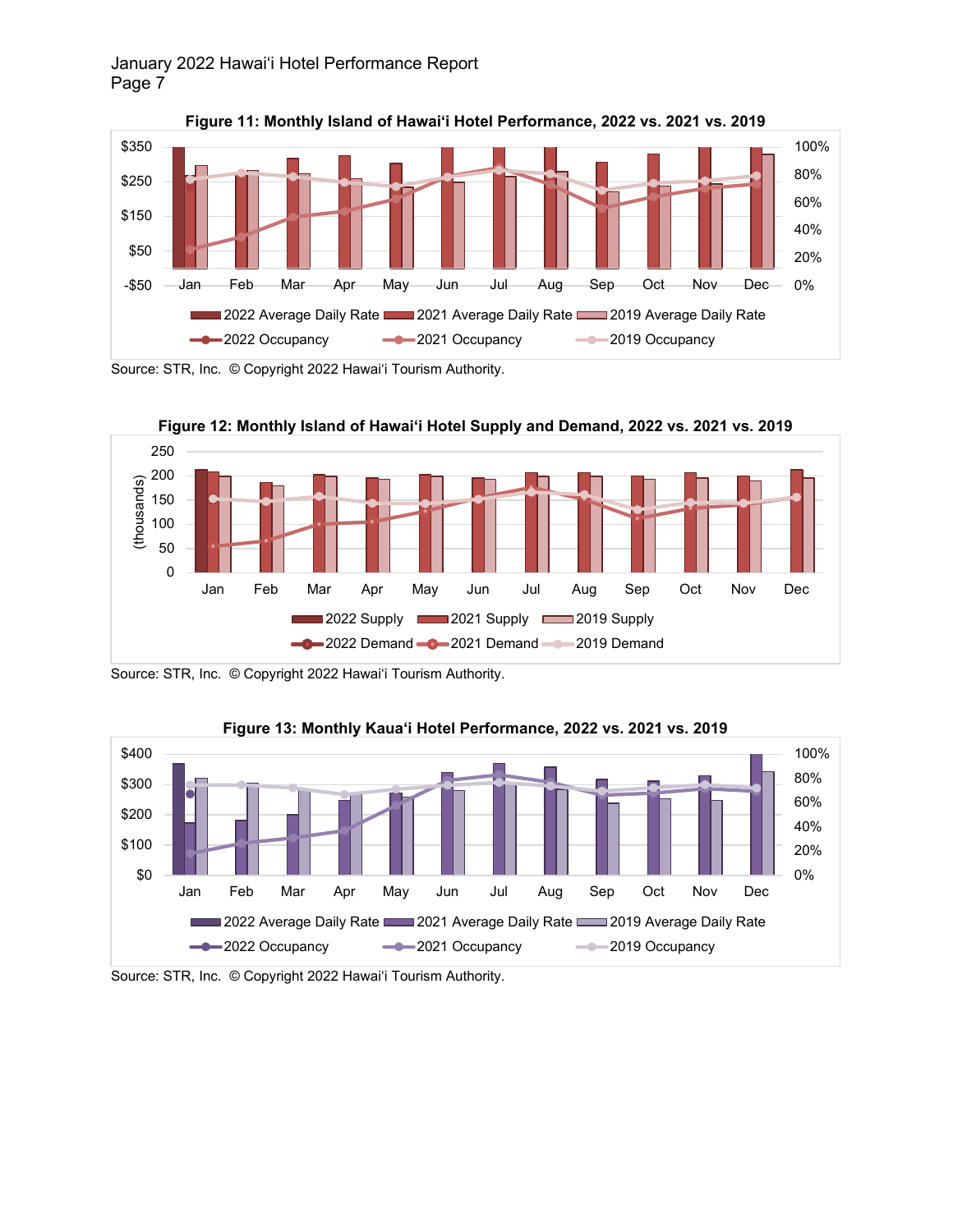**Figure 11: Monthly Island of Hawaiʻi Hotel Performance, 2022 vs. 2021 vs. 2019**

Source: STR, Inc. © Copyright 2022 Hawaiʻi Tourism Authority.

**Figure 12: Monthly Island of Hawaiʻi Hotel Supply and Demand, 2022 vs. 2021 vs. 2019**

Source: STR, Inc. © Copyright 2022 Hawaiʻi Tourism Authority.

**Figure 13: Monthly Kauaʻi Hotel Performance, 2022 vs. 2021 vs. 2019**

Source: STR, Inc. © Copyright 2022 Hawaiʻi Tourism Authority.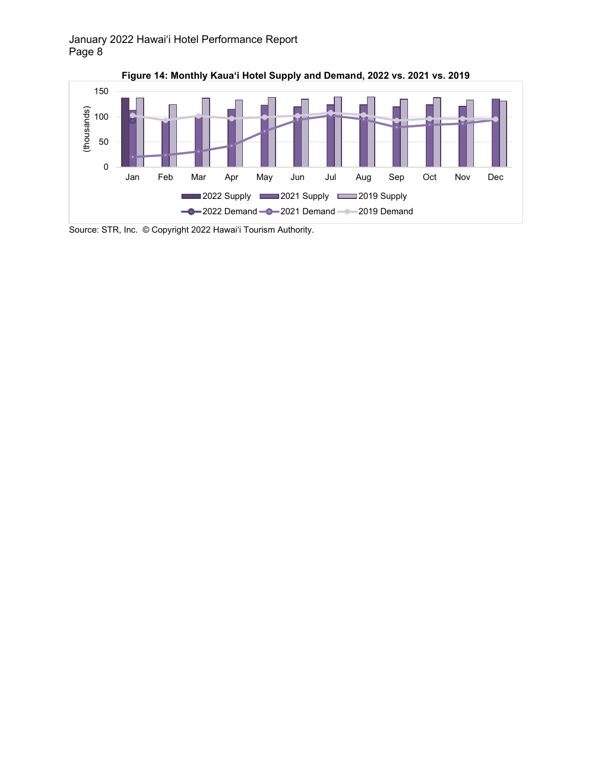**Figure 14: Monthly Kaua'i Hotel Supply and Demand, 2022 vs. 2021 vs. 2019**

150
100
50
0
(thousands)

Jan Feb Mar Apr May Jun Jul Aug Sep Oct Nov Dec

2022 Supply 2021 Supply 2019 Supply
2022 Demand 2021 Demand 2019 Demand

Source: STR, Inc. © Copyright 2022 Hawai'i Tourism Authority.